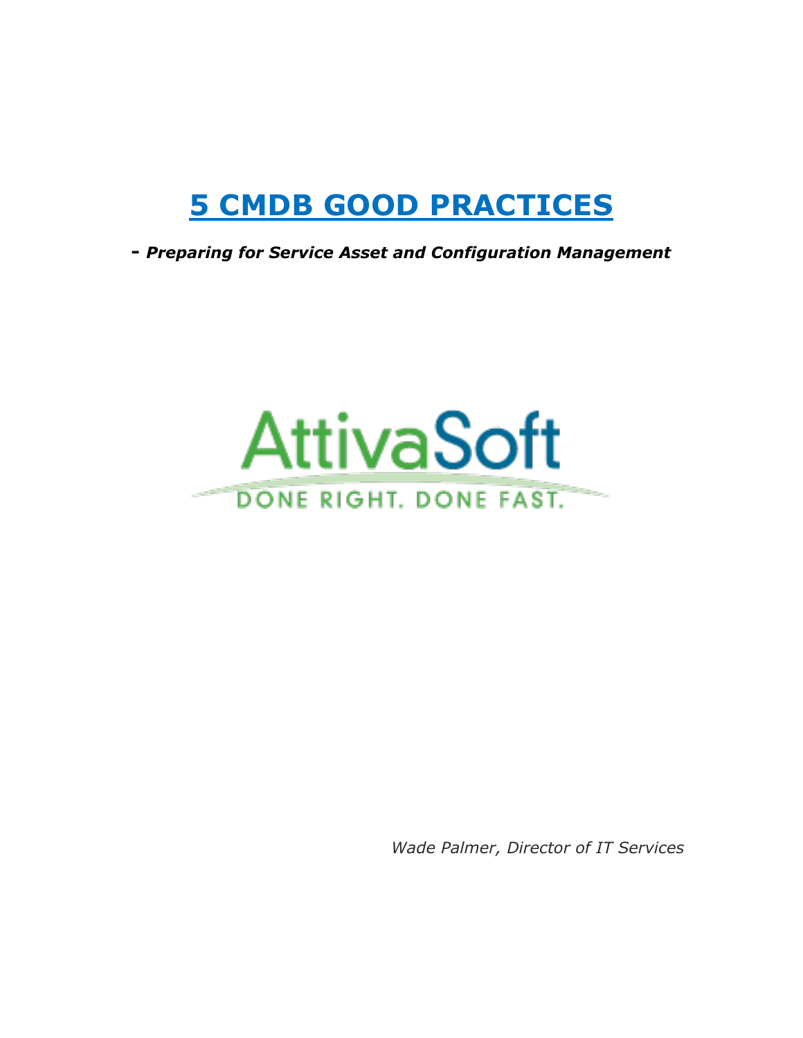# 5 CMDB GOOD PRACTICES

**- *Preparing for Service Asset and Configuration Management***

AttivaSoft

DONE RIGHT. DONE FAST.

*Wade Palmer, Director of IT Services*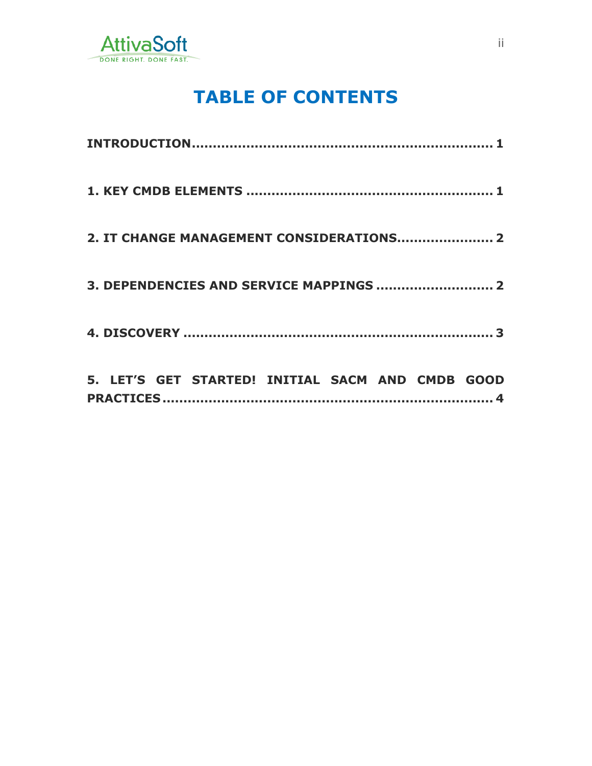# TABLE OF CONTENTS

INTRODUCTION ........................................................................ 1

1. KEY CMDB ELEMENTS ........................................................... 1

2. IT CHANGE MANAGEMENT CONSIDERATIONS ...................... 2

3. DEPENDENCIES AND SERVICE MAPPINGS ........................... 2

4. DISCOVERY ......................................................................... 3

5. LET'S GET STARTED! INITIAL SACM AND CMDB GOOD PRACTICES ........................................................................ 4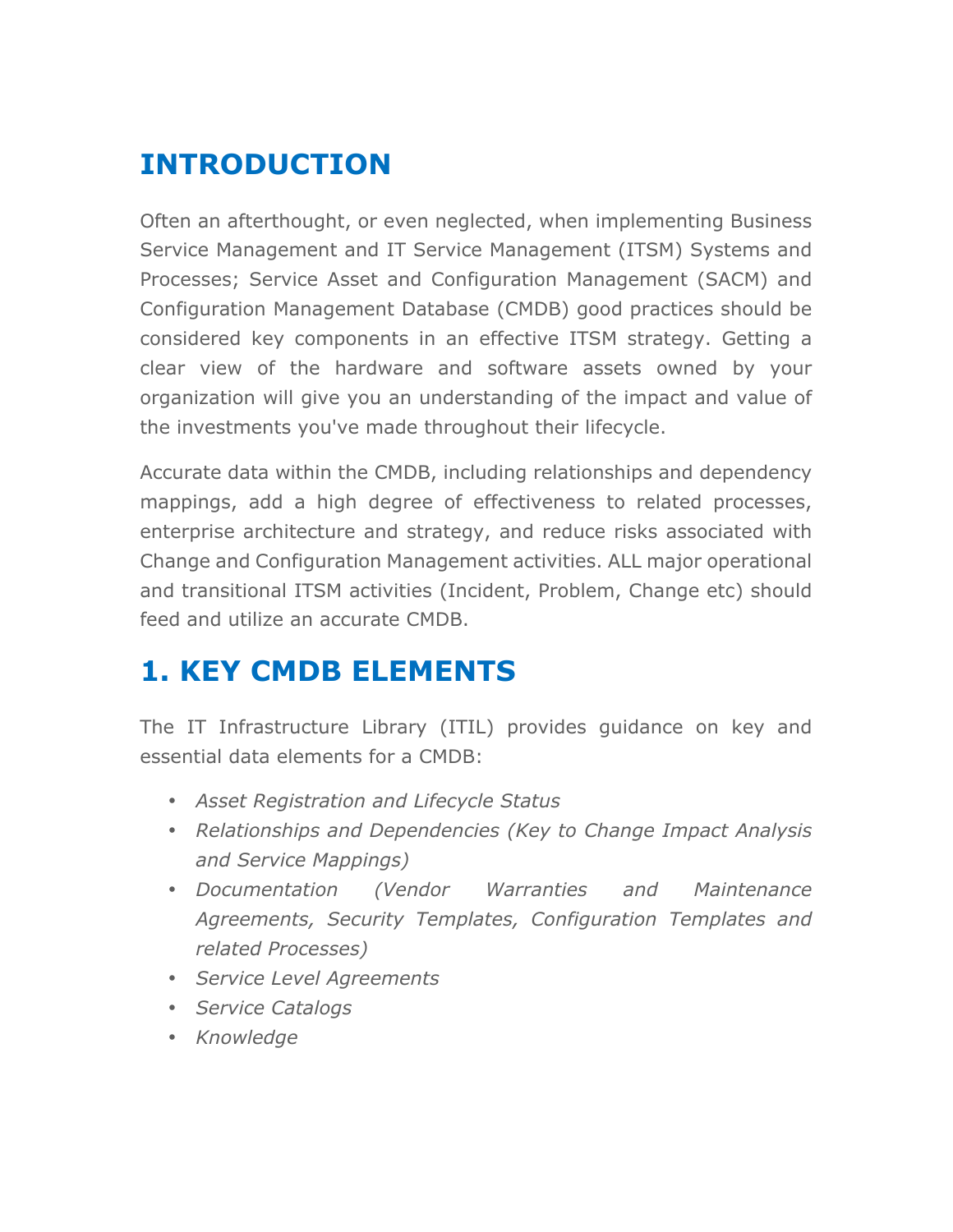# INTRODUCTION

Often an afterthought, or even neglected, when implementing Business Service Management and IT Service Management (ITSM) Systems and Processes; Service Asset and Configuration Management (SACM) and Configuration Management Database (CMDB) good practices should be considered key components in an effective ITSM strategy. Getting a clear view of the hardware and software assets owned by your organization will give you an understanding of the impact and value of the investments you've made throughout their lifecycle.

Accurate data within the CMDB, including relationships and dependency mappings, add a high degree of effectiveness to related processes, enterprise architecture and strategy, and reduce risks associated with Change and Configuration Management activities. ALL major operational and transitional ITSM activities (Incident, Problem, Change etc) should feed and utilize an accurate CMDB.

# 1. KEY CMDB ELEMENTS

The IT Infrastructure Library (ITIL) provides guidance on key and essential data elements for a CMDB:

- *Asset Registration and Lifecycle Status*
- *Relationships and Dependencies (Key to Change Impact Analysis and Service Mappings)*
- *Documentation (Vendor Warranties and Maintenance Agreements, Security Templates, Configuration Templates and related Processes)*
- *Service Level Agreements*
- *Service Catalogs*
- *Knowledge*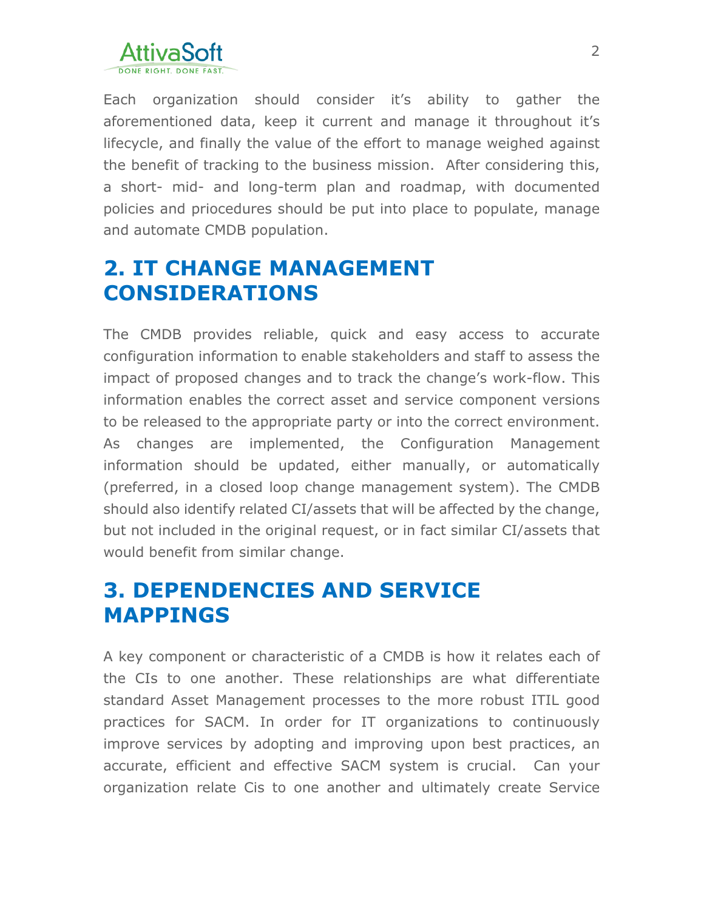Each organization should consider it's ability to gather the aforementioned data, keep it current and manage it throughout it's lifecycle, and finally the value of the effort to manage weighed against the benefit of tracking to the business mission. After considering this, a short- mid- and long-term plan and roadmap, with documented policies and priocedures should be put into place to populate, manage and automate CMDB population.

## 2. IT CHANGE MANAGEMENT CONSIDERATIONS

The CMDB provides reliable, quick and easy access to accurate configuration information to enable stakeholders and staff to assess the impact of proposed changes and to track the change's work-flow. This information enables the correct asset and service component versions to be released to the appropriate party or into the correct environment. As changes are implemented, the Configuration Management information should be updated, either manually, or automatically (preferred, in a closed loop change management system). The CMDB should also identify related CI/assets that will be affected by the change, but not included in the original request, or in fact similar CI/assets that would benefit from similar change.

## 3. DEPENDENCIES AND SERVICE MAPPINGS

A key component or characteristic of a CMDB is how it relates each of the CIs to one another. These relationships are what differentiate standard Asset Management processes to the more robust ITIL good practices for SACM. In order for IT organizations to continuously improve services by adopting and improving upon best practices, an accurate, efficient and effective SACM system is crucial. Can your organization relate Cis to one another and ultimately create Service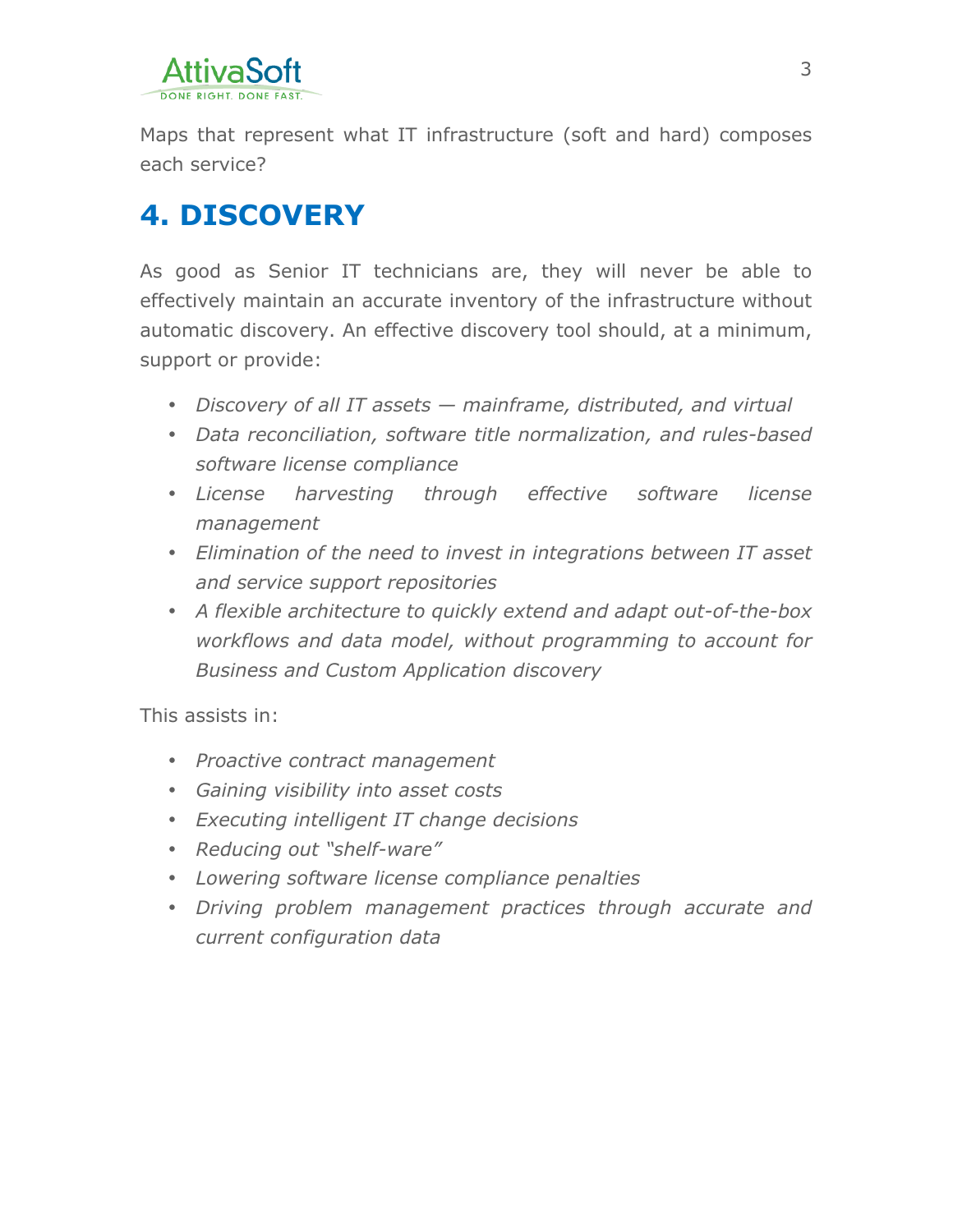Maps that represent what IT infrastructure (soft and hard) composes each service?

## 4. DISCOVERY

As good as Senior IT technicians are, they will never be able to effectively maintain an accurate inventory of the infrastructure without automatic discovery. An effective discovery tool should, at a minimum, support or provide:

- *Discovery of all IT assets — mainframe, distributed, and virtual*
- *Data reconciliation, software title normalization, and rules-based software license compliance*
- *License harvesting through effective software license management*
- *Elimination of the need to invest in integrations between IT asset and service support repositories*
- *A flexible architecture to quickly extend and adapt out-of-the-box workflows and data model, without programming to account for Business and Custom Application discovery*

This assists in:

- *Proactive contract management*
- *Gaining visibility into asset costs*
- *Executing intelligent IT change decisions*
- *Reducing out "shelf-ware"*
- *Lowering software license compliance penalties*
- *Driving problem management practices through accurate and current configuration data*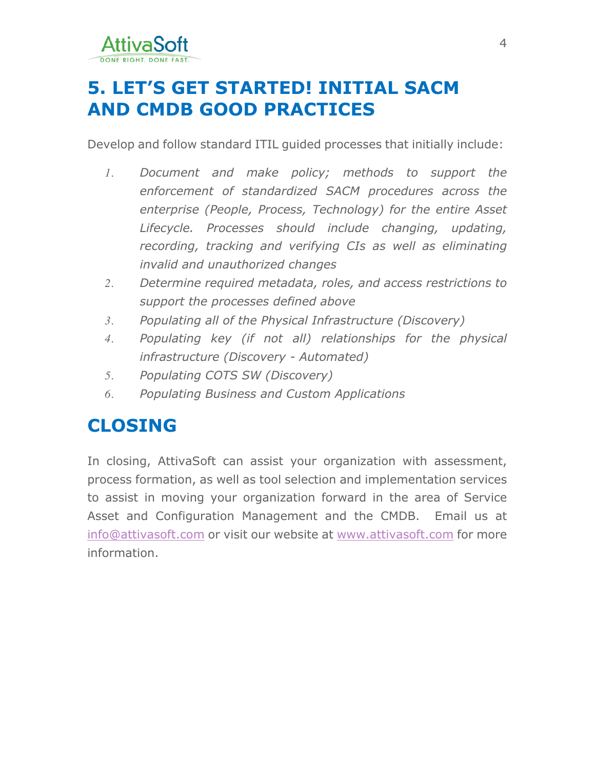## 5. LET'S GET STARTED! INITIAL SACM AND CMDB GOOD PRACTICES

Develop and follow standard ITIL guided processes that initially include:

1. *Document and make policy; methods to support the enforcement of standardized SACM procedures across the enterprise (People, Process, Technology) for the entire Asset Lifecycle. Processes should include changing, updating, recording, tracking and verifying CIs as well as eliminating invalid and unauthorized changes*
2. *Determine required metadata, roles, and access restrictions to support the processes defined above*
3. *Populating all of the Physical Infrastructure (Discovery)*
4. *Populating key (if not all) relationships for the physical infrastructure (Discovery - Automated)*
5. *Populating COTS SW (Discovery)*
6. *Populating Business and Custom Applications*

## CLOSING

In closing, AttivaSoft can assist your organization with assessment, process formation, as well as tool selection and implementation services to assist in moving your organization forward in the area of Service Asset and Configuration Management and the CMDB. Email us at info@attivasoft.com or visit our website at www.attivasoft.com for more information.